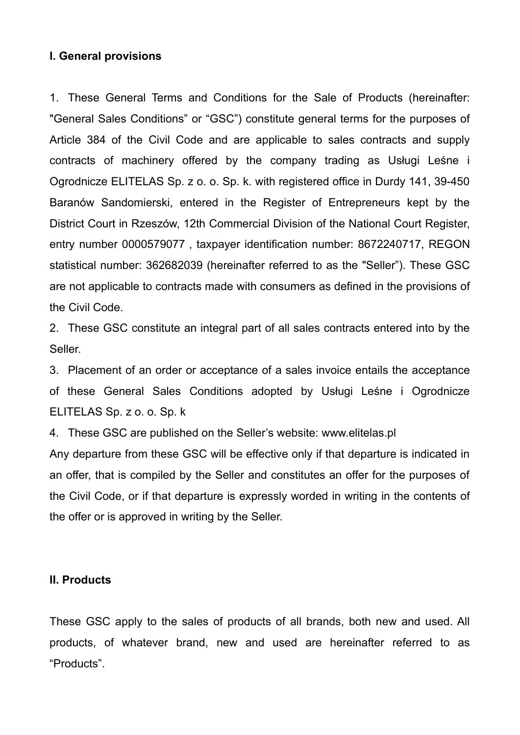## I. General provisions

1. These General Terms and Conditions for the Sale of Products (hereinafter: "General Sales Conditions" or "GSC") constitute general terms for the purposes of Article 384 of the Civil Code and are applicable to sales contracts and supply contracts of machinery offered by the company trading as Usługi Leśne i Ogrodnicze ELITELAS Sp. z o. o. Sp. k. with registered office in Durdy 141, 39-450 Baranów Sandomierski, entered in the Register of Entrepreneurs kept by the District Court in Rzeszów, 12th Commercial Division of the National Court Register, entry number 0000579077 , taxpayer identification number: 8672240717, REGON statistical number: 362682039 (hereinafter referred to as the "Seller"). These GSC are not applicable to contracts made with consumers as defined in the provisions of the Civil Code.
2. These GSC constitute an integral part of all sales contracts entered into by the Seller.
3. Placement of an order or acceptance of a sales invoice entails the acceptance of these General Sales Conditions adopted by Usługi Leśne i Ogrodnicze ELITELAS Sp. z o. o. Sp. k
4. These GSC are published on the Seller's website: www.elitelas.pl

Any departure from these GSC will be effective only if that departure is indicated in an offer, that is compiled by the Seller and constitutes an offer for the purposes of the Civil Code, or if that departure is expressly worded in writing in the contents of the offer or is approved in writing by the Seller.

## II. Products

These GSC apply to the sales of products of all brands, both new and used. All products, of whatever brand, new and used are hereinafter referred to as "Products".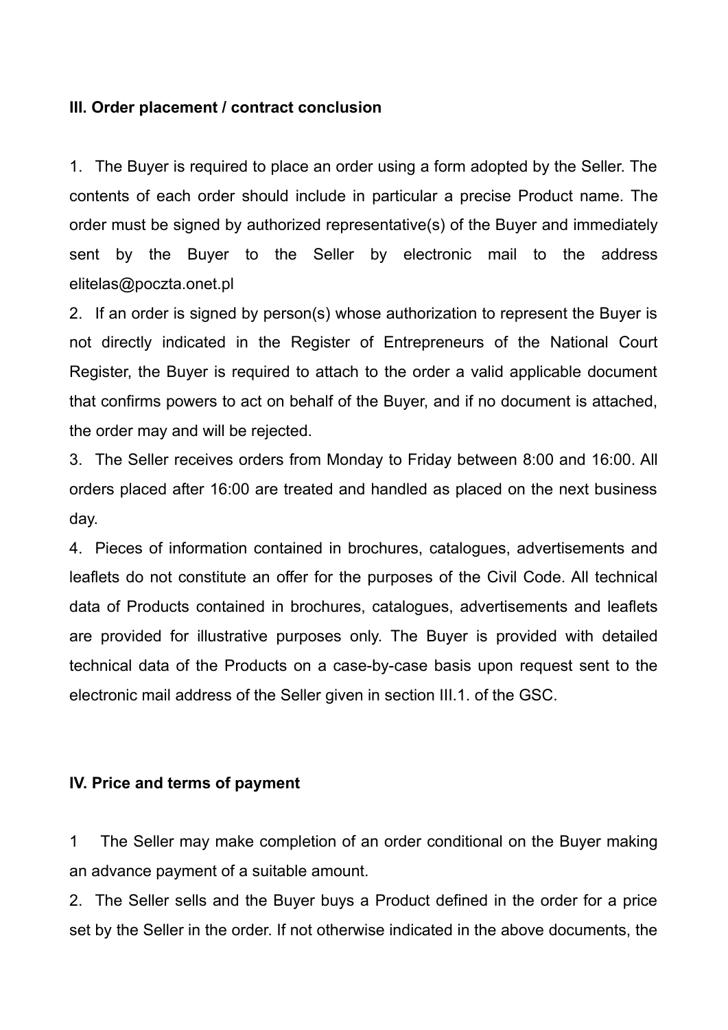## III. Order placement / contract conclusion

1. The Buyer is required to place an order using a form adopted by the Seller. The contents of each order should include in particular a precise Product name. The order must be signed by authorized representative(s) of the Buyer and immediately sent by the Buyer to the Seller by electronic mail to the address elitelas@poczta.onet.pl
2. If an order is signed by person(s) whose authorization to represent the Buyer is not directly indicated in the Register of Entrepreneurs of the National Court Register, the Buyer is required to attach to the order a valid applicable document that confirms powers to act on behalf of the Buyer, and if no document is attached, the order may and will be rejected.
3. The Seller receives orders from Monday to Friday between 8:00 and 16:00. All orders placed after 16:00 are treated and handled as placed on the next business day.
4. Pieces of information contained in brochures, catalogues, advertisements and leaflets do not constitute an offer for the purposes of the Civil Code. All technical data of Products contained in brochures, catalogues, advertisements and leaflets are provided for illustrative purposes only. The Buyer is provided with detailed technical data of the Products on a case-by-case basis upon request sent to the electronic mail address of the Seller given in section III.1. of the GSC.

## IV. Price and terms of payment

1 The Seller may make completion of an order conditional on the Buyer making an advance payment of a suitable amount.

2. The Seller sells and the Buyer buys a Product defined in the order for a price set by the Seller in the order. If not otherwise indicated in the above documents, the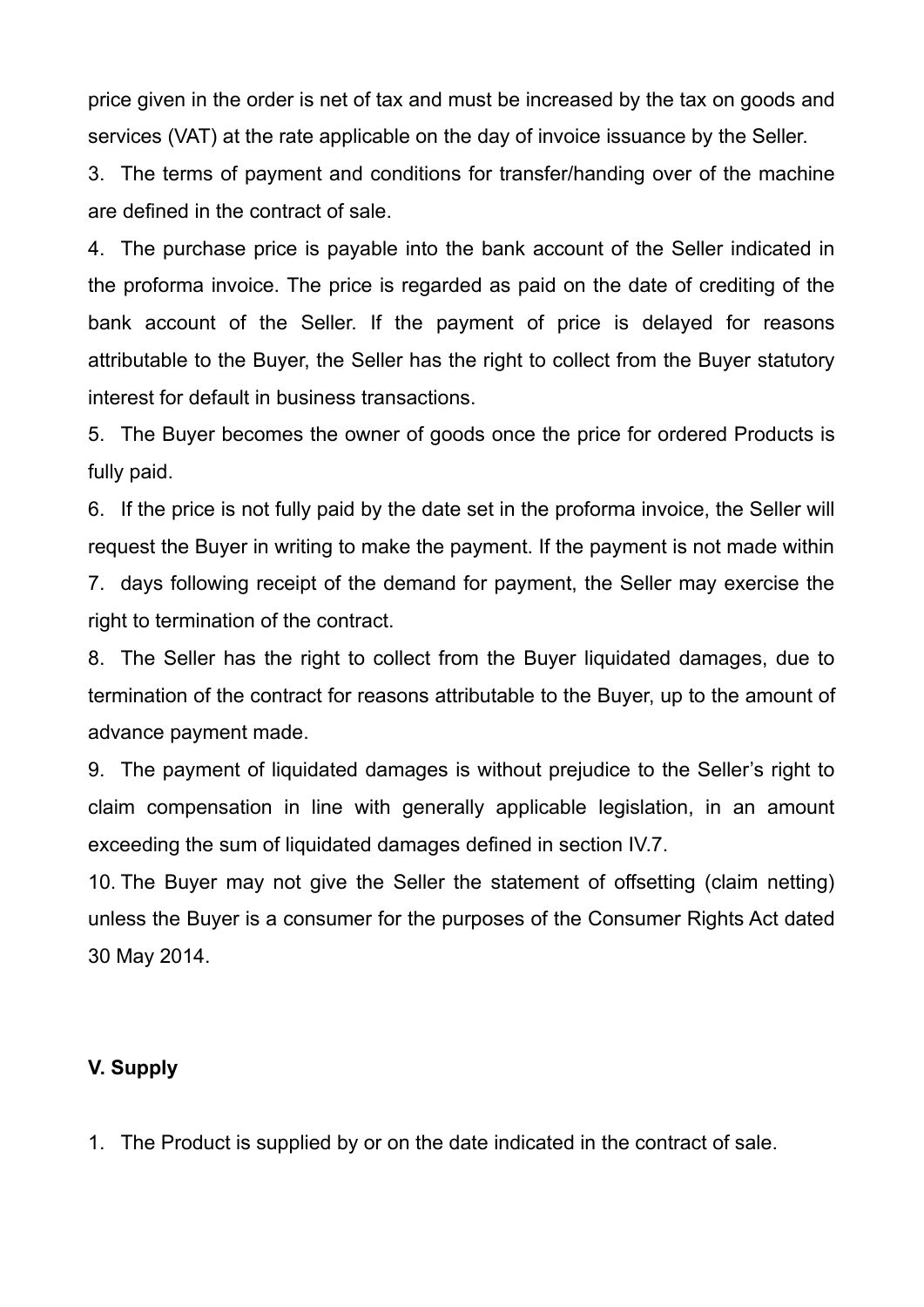price given in the order is net of tax and must be increased by the tax on goods and services (VAT) at the rate applicable on the day of invoice issuance by the Seller.

3. The terms of payment and conditions for transfer/handing over of the machine are defined in the contract of sale.
4. The purchase price is payable into the bank account of the Seller indicated in the proforma invoice. The price is regarded as paid on the date of crediting of the bank account of the Seller. If the payment of price is delayed for reasons attributable to the Buyer, the Seller has the right to collect from the Buyer statutory interest for default in business transactions.
5. The Buyer becomes the owner of goods once the price for ordered Products is fully paid.
6. If the price is not fully paid by the date set in the proforma invoice, the Seller will request the Buyer in writing to make the payment. If the payment is not made within
7. days following receipt of the demand for payment, the Seller may exercise the right to termination of the contract.
8. The Seller has the right to collect from the Buyer liquidated damages, due to termination of the contract for reasons attributable to the Buyer, up to the amount of advance payment made.
9. The payment of liquidated damages is without prejudice to the Seller's right to claim compensation in line with generally applicable legislation, in an amount exceeding the sum of liquidated damages defined in section IV.7.
10. The Buyer may not give the Seller the statement of offsetting (claim netting) unless the Buyer is a consumer for the purposes of the Consumer Rights Act dated 30 May 2014.

**V. Supply**

1. The Product is supplied by or on the date indicated in the contract of sale.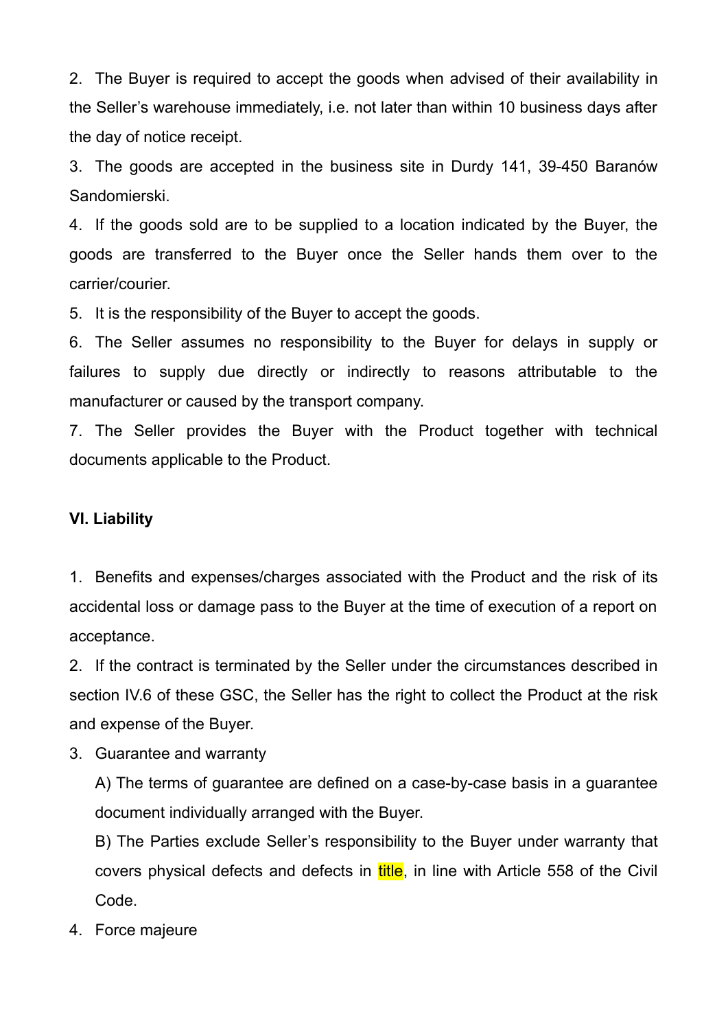2. The Buyer is required to accept the goods when advised of their availability in the Seller's warehouse immediately, i.e. not later than within 10 business days after the day of notice receipt.

3. The goods are accepted in the business site in Durdy 141, 39-450 Baranów Sandomierski.

4. If the goods sold are to be supplied to a location indicated by the Buyer, the goods are transferred to the Buyer once the Seller hands them over to the carrier/courier.

5. It is the responsibility of the Buyer to accept the goods.

6. The Seller assumes no responsibility to the Buyer for delays in supply or failures to supply due directly or indirectly to reasons attributable to the manufacturer or caused by the transport company.

7. The Seller provides the Buyer with the Product together with technical documents applicable to the Product.

**VI. Liability**

1. Benefits and expenses/charges associated with the Product and the risk of its accidental loss or damage pass to the Buyer at the time of execution of a report on acceptance.

2. If the contract is terminated by the Seller under the circumstances described in section IV.6 of these GSC, the Seller has the right to collect the Product at the risk and expense of the Buyer.

3. Guarantee and warranty

   A) The terms of guarantee are defined on a case-by-case basis in a guarantee document individually arranged with the Buyer.

   B) The Parties exclude Seller's responsibility to the Buyer under warranty that covers physical defects and defects in title, in line with Article 558 of the Civil Code.

4. Force majeure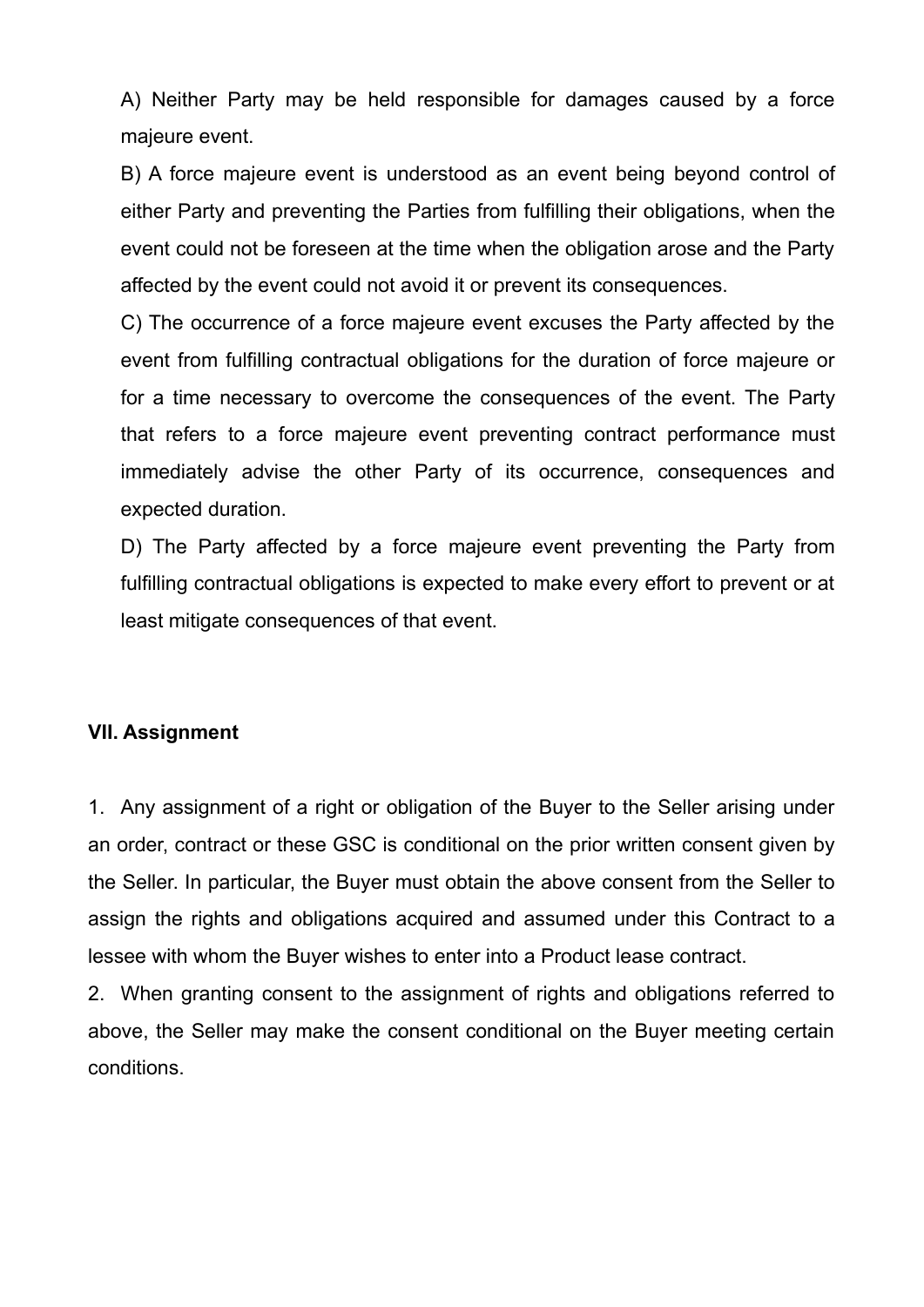A) Neither Party may be held responsible for damages caused by a force majeure event.

B) A force majeure event is understood as an event being beyond control of either Party and preventing the Parties from fulfilling their obligations, when the event could not be foreseen at the time when the obligation arose and the Party affected by the event could not avoid it or prevent its consequences.

C) The occurrence of a force majeure event excuses the Party affected by the event from fulfilling contractual obligations for the duration of force majeure or for a time necessary to overcome the consequences of the event. The Party that refers to a force majeure event preventing contract performance must immediately advise the other Party of its occurrence, consequences and expected duration.

D) The Party affected by a force majeure event preventing the Party from fulfilling contractual obligations is expected to make every effort to prevent or at least mitigate consequences of that event.

**VII. Assignment**

1. Any assignment of a right or obligation of the Buyer to the Seller arising under an order, contract or these GSC is conditional on the prior written consent given by the Seller. In particular, the Buyer must obtain the above consent from the Seller to assign the rights and obligations acquired and assumed under this Contract to a lessee with whom the Buyer wishes to enter into a Product lease contract.

2. When granting consent to the assignment of rights and obligations referred to above, the Seller may make the consent conditional on the Buyer meeting certain conditions.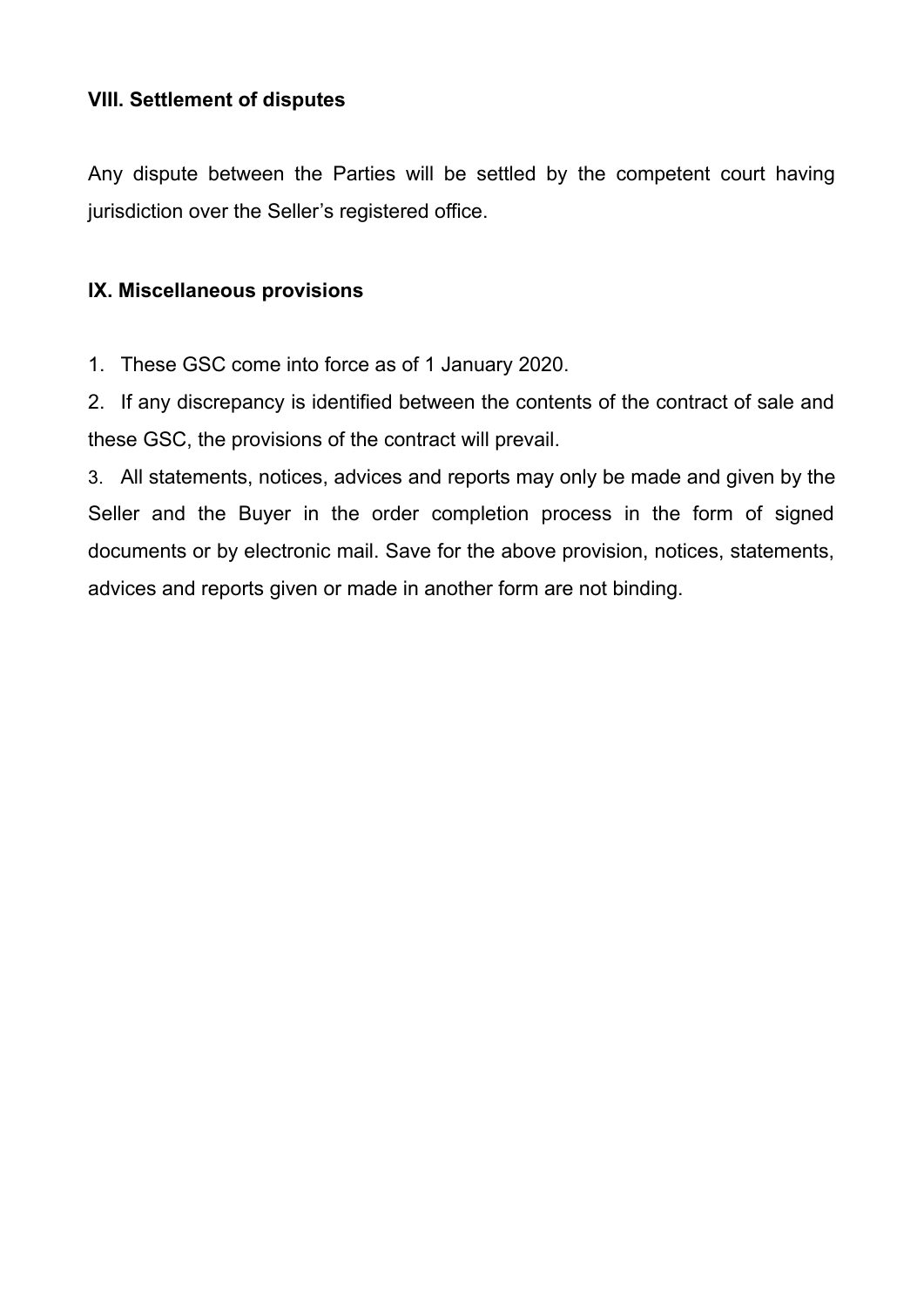## VIII. Settlement of disputes

Any dispute between the Parties will be settled by the competent court having jurisdiction over the Seller's registered office.

## IX. Miscellaneous provisions

1. These GSC come into force as of 1 January 2020.
2. If any discrepancy is identified between the contents of the contract of sale and these GSC, the provisions of the contract will prevail.
3. All statements, notices, advices and reports may only be made and given by the Seller and the Buyer in the order completion process in the form of signed documents or by electronic mail. Save for the above provision, notices, statements, advices and reports given or made in another form are not binding.